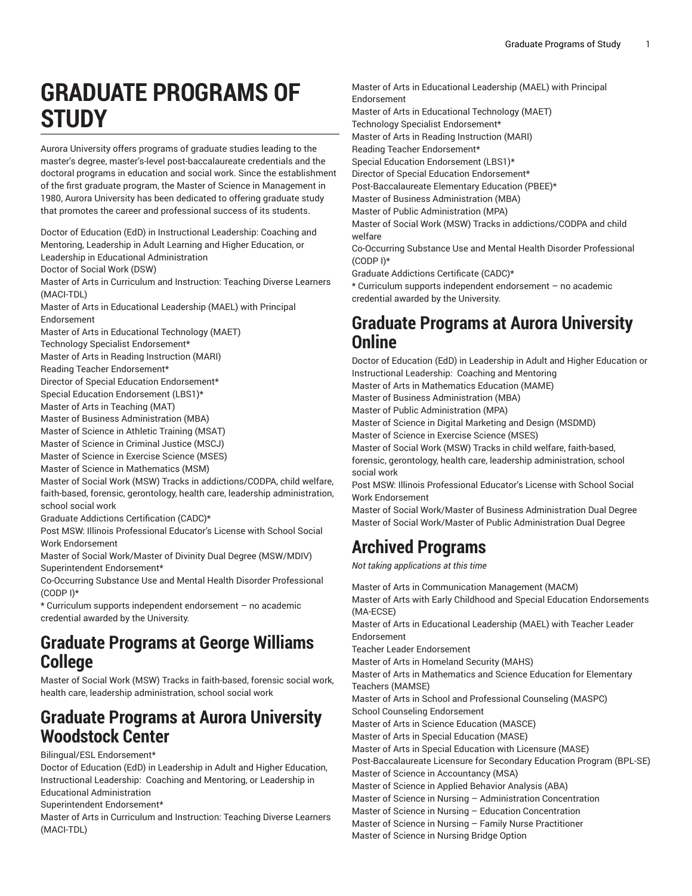# GRADUATE PROGRAMS OF STUDY

Aurora University offers programs of graduate studies leading to the master's degree, master's-level post-baccalaureate credentials and the doctoral programs in education and social work. Since the establishment of the first graduate program, the Master of Science in Management in 1980, Aurora University has been dedicated to offering graduate study that promotes the career and professional success of its students.

Doctor of Education (EdD) in Instructional Leadership: Coaching and Mentoring, Leadership in Adult Learning and Higher Education, or Leadership in Educational Administration
Doctor of Social Work (DSW)
Master of Arts in Curriculum and Instruction: Teaching Diverse Learners (MACI-TDL)
Master of Arts in Educational Leadership (MAEL) with Principal Endorsement
Master of Arts in Educational Technology (MAET)
Technology Specialist Endorsement*
Master of Arts in Reading Instruction (MARI)
Reading Teacher Endorsement*
Director of Special Education Endorsement*
Special Education Endorsement (LBS1)*
Master of Arts in Teaching (MAT)
Master of Business Administration (MBA)
Master of Science in Athletic Training (MSAT)
Master of Science in Criminal Justice (MSCJ)
Master of Science in Exercise Science (MSES)
Master of Science in Mathematics (MSM)
Master of Social Work (MSW) Tracks in addictions/CODPA, child welfare, faith-based, forensic, gerontology, health care, leadership administration, school social work
Graduate Addictions Certification (CADC)*
Post MSW: Illinois Professional Educator's License with School Social Work Endorsement
Master of Social Work/Master of Divinity Dual Degree (MSW/MDIV)
Superintendent Endorsement*
Co-Occurring Substance Use and Mental Health Disorder Professional (CODP I)*
* Curriculum supports independent endorsement – no academic credential awarded by the University.

## Graduate Programs at George Williams College

Master of Social Work (MSW) Tracks in faith-based, forensic social work, health care, leadership administration, school social work

## Graduate Programs at Aurora University Woodstock Center

Bilingual/ESL Endorsement*
Doctor of Education (EdD) in Leadership in Adult and Higher Education, Instructional Leadership: Coaching and Mentoring, or Leadership in Educational Administration
Superintendent Endorsement*
Master of Arts in Curriculum and Instruction: Teaching Diverse Learners (MACI-TDL)
Master of Arts in Educational Leadership (MAEL) with Principal Endorsement
Master of Arts in Educational Technology (MAET)
Technology Specialist Endorsement*
Master of Arts in Reading Instruction (MARI)
Reading Teacher Endorsement*
Special Education Endorsement (LBS1)*
Director of Special Education Endorsement*
Post-Baccalaureate Elementary Education (PBEE)*
Master of Business Administration (MBA)
Master of Public Administration (MPA)
Master of Social Work (MSW) Tracks in addictions/CODPA and child welfare
Co-Occurring Substance Use and Mental Health Disorder Professional (CODP I)*
Graduate Addictions Certificate (CADC)*
* Curriculum supports independent endorsement – no academic credential awarded by the University.

## Graduate Programs at Aurora University Online

Doctor of Education (EdD) in Leadership in Adult and Higher Education or Instructional Leadership: Coaching and Mentoring
Master of Arts in Mathematics Education (MAME)
Master of Business Administration (MBA)
Master of Public Administration (MPA)
Master of Science in Digital Marketing and Design (MSDMD)
Master of Science in Exercise Science (MSES)
Master of Social Work (MSW) Tracks in child welfare, faith-based, forensic, gerontology, health care, leadership administration, school social work
Post MSW: Illinois Professional Educator's License with School Social Work Endorsement
Master of Social Work/Master of Business Administration Dual Degree
Master of Social Work/Master of Public Administration Dual Degree

## Archived Programs

*Not taking applications at this time*

Master of Arts in Communication Management (MACM)
Master of Arts with Early Childhood and Special Education Endorsements (MA-ECSE)
Master of Arts in Educational Leadership (MAEL) with Teacher Leader Endorsement
Teacher Leader Endorsement
Master of Arts in Homeland Security (MAHS)
Master of Arts in Mathematics and Science Education for Elementary Teachers (MAMSE)
Master of Arts in School and Professional Counseling (MASPC)
School Counseling Endorsement
Master of Arts in Science Education (MASCE)
Master of Arts in Special Education (MASE)
Master of Arts in Special Education with Licensure (MASE)
Post-Baccalaureate Licensure for Secondary Education Program (BPL-SE)
Master of Science in Accountancy (MSA)
Master of Science in Applied Behavior Analysis (ABA)
Master of Science in Nursing – Administration Concentration
Master of Science in Nursing – Education Concentration
Master of Science in Nursing – Family Nurse Practitioner
Master of Science in Nursing Bridge Option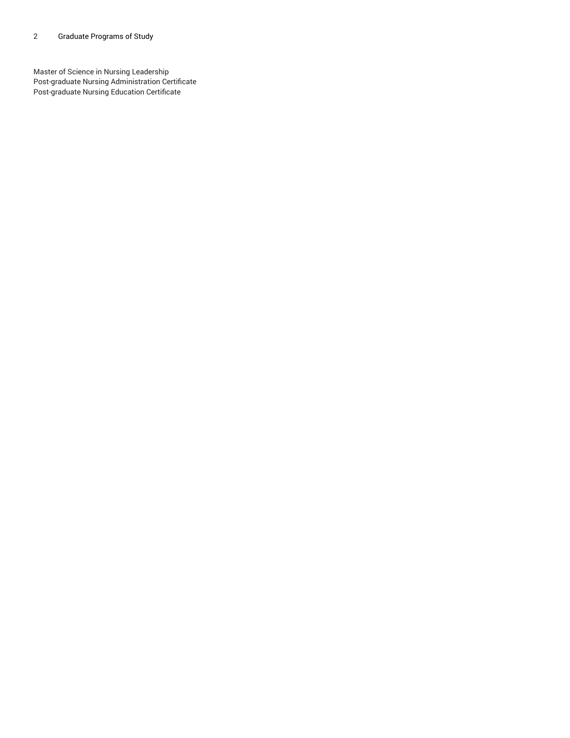Master of Science in Nursing Leadership
Post-graduate Nursing Administration Certificate
Post-graduate Nursing Education Certificate